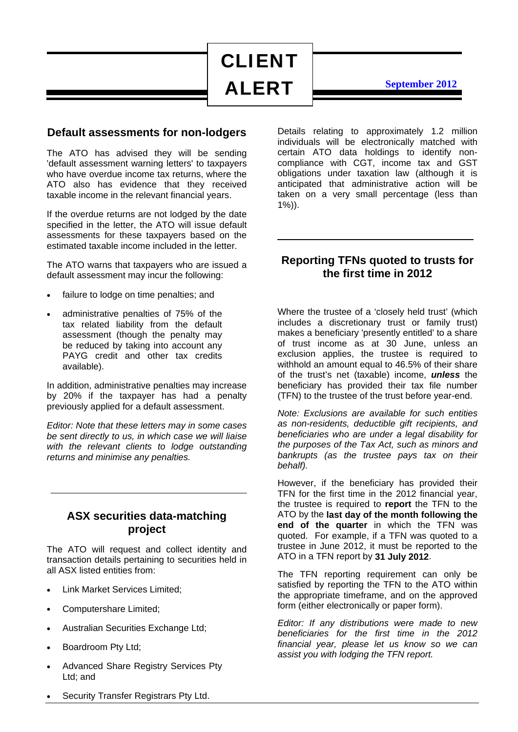# CLIENT ALERT

**September 2012**

## Default assessments for non-lodgers

The ATO has advised they will be sending 'default assessment warning letters' to taxpayers who have overdue income tax returns, where the ATO also has evidence that they received taxable income in the relevant financial years.

If the overdue returns are not lodged by the date specified in the letter, the ATO will issue default assessments for these taxpayers based on the estimated taxable income included in the letter.

The ATO warns that taxpayers who are issued a default assessment may incur the following:

- failure to lodge on time penalties; and
- administrative penalties of 75% of the tax related liability from the default assessment (though the penalty may be reduced by taking into account any PAYG credit and other tax credits available).

In addition, administrative penalties may increase by 20% if the taxpayer has had a penalty previously applied for a default assessment.

*Editor: Note that these letters may in some cases be sent directly to us, in which case we will liaise with the relevant clients to lodge outstanding returns and minimise any penalties.*

## ASX securities data-matching project

The ATO will request and collect identity and transaction details pertaining to securities held in all ASX listed entities from:

- Link Market Services Limited;
- Computershare Limited;
- Australian Securities Exchange Ltd;
- Boardroom Pty Ltd;
- Advanced Share Registry Services Pty Ltd; and
- Security Transfer Registrars Pty Ltd.

Details relating to approximately 1.2 million individuals will be electronically matched with certain ATO data holdings to identify non-compliance with CGT, income tax and GST obligations under taxation law (although it is anticipated that administrative action will be taken on a very small percentage (less than 1%)).

## Reporting TFNs quoted to trusts for the first time in 2012

Where the trustee of a 'closely held trust' (which includes a discretionary trust or family trust) makes a beneficiary 'presently entitled' to a share of trust income as at 30 June, unless an exclusion applies, the trustee is required to withhold an amount equal to 46.5% of their share of the trust's net (taxable) income, ***unless*** the beneficiary has provided their tax file number (TFN) to the trustee of the trust before year-end.

*Note: Exclusions are available for such entities as non-residents, deductible gift recipients, and beneficiaries who are under a legal disability for the purposes of the Tax Act, such as minors and bankrupts (as the trustee pays tax on their behalf).*

However, if the beneficiary has provided their TFN for the first time in the 2012 financial year, the trustee is required to **report** the TFN to the ATO by the **last day of the month following the end of the quarter** in which the TFN was quoted. For example, if a TFN was quoted to a trustee in June 2012, it must be reported to the ATO in a TFN report by **31 July 2012**.

The TFN reporting requirement can only be satisfied by reporting the TFN to the ATO within the appropriate timeframe, and on the approved form (either electronically or paper form).

*Editor: If any distributions were made to new beneficiaries for the first time in the 2012 financial year, please let us know so we can assist you with lodging the TFN report.*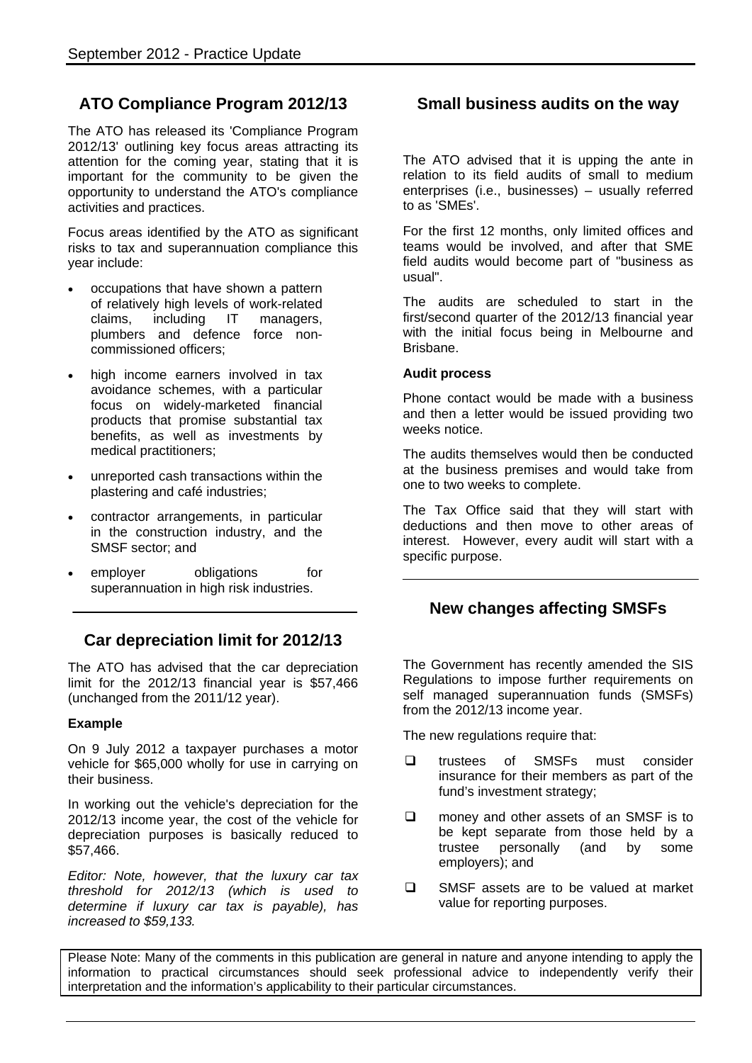## ATO Compliance Program 2012/13

The ATO has released its 'Compliance Program 2012/13' outlining key focus areas attracting its attention for the coming year, stating that it is important for the community to be given the opportunity to understand the ATO's compliance activities and practices.

Focus areas identified by the ATO as significant risks to tax and superannuation compliance this year include:

- occupations that have shown a pattern of relatively high levels of work-related claims, including IT managers, plumbers and defence force non-commissioned officers;
- high income earners involved in tax avoidance schemes, with a particular focus on widely-marketed financial products that promise substantial tax benefits, as well as investments by medical practitioners;
- unreported cash transactions within the plastering and café industries;
- contractor arrangements, in particular in the construction industry, and the SMSF sector; and
- employer obligations for superannuation in high risk industries.

## Car depreciation limit for 2012/13

The ATO has advised that the car depreciation limit for the 2012/13 financial year is $57,466 (unchanged from the 2011/12 year).

**Example**

On 9 July 2012 a taxpayer purchases a motor vehicle for $65,000 wholly for use in carrying on their business.

In working out the vehicle's depreciation for the 2012/13 income year, the cost of the vehicle for depreciation purposes is basically reduced to $57,466.

*Editor: Note, however, that the luxury car tax threshold for 2012/13 (which is used to determine if luxury car tax is payable), has increased to $59,133.*

## Small business audits on the way

The ATO advised that it is upping the ante in relation to its field audits of small to medium enterprises (i.e., businesses) – usually referred to as 'SMEs'.

For the first 12 months, only limited offices and teams would be involved, and after that SME field audits would become part of "business as usual".

The audits are scheduled to start in the first/second quarter of the 2012/13 financial year with the initial focus being in Melbourne and Brisbane.

**Audit process**

Phone contact would be made with a business and then a letter would be issued providing two weeks notice.

The audits themselves would then be conducted at the business premises and would take from one to two weeks to complete.

The Tax Office said that they will start with deductions and then move to other areas of interest. However, every audit will start with a specific purpose.

## New changes affecting SMSFs

The Government has recently amended the SIS Regulations to impose further requirements on self managed superannuation funds (SMSFs) from the 2012/13 income year.

The new regulations require that:

- trustees of SMSFs must consider insurance for their members as part of the fund's investment strategy;
- money and other assets of an SMSF is to be kept separate from those held by a trustee personally (and by some employers); and
- SMSF assets are to be valued at market value for reporting purposes.

Please Note: Many of the comments in this publication are general in nature and anyone intending to apply the information to practical circumstances should seek professional advice to independently verify their interpretation and the information's applicability to their particular circumstances.